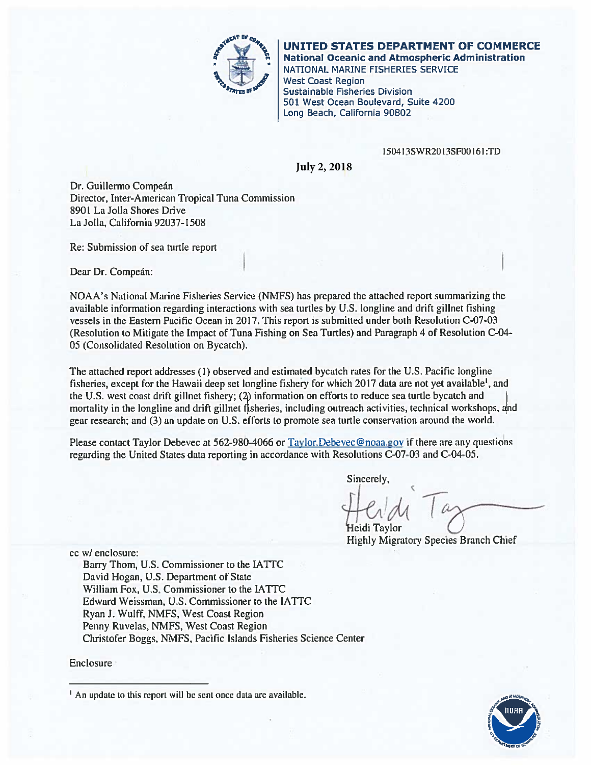**UNITED STATES DEPARTMENT OF COMMERCE**
**National Oceanic and Atmospheric Administration**
NATIONAL MARINE FISHERIES SERVICE
West Coast Region
Sustainable Fisheries Division
501 West Ocean Boulevard, Suite 4200
Long Beach, California 90802

150413SWR2013SF00161:TD

**July 2, 2018**

Dr. Guillermo Compeán
Director, Inter-American Tropical Tuna Commission
8901 La Jolla Shores Drive
La Jolla, California 92037-1508

Re: Submission of sea turtle report

Dear Dr. Compeán:

NOAA's National Marine Fisheries Service (NMFS) has prepared the attached report summarizing the available information regarding interactions with sea turtles by U.S. longline and drift gillnet fishing vessels in the Eastern Pacific Ocean in 2017. This report is submitted under both Resolution C-07-03 (Resolution to Mitigate the Impact of Tuna Fishing on Sea Turtles) and Paragraph 4 of Resolution C-04-05 (Consolidated Resolution on Bycatch).

The attached report addresses (1) observed and estimated bycatch rates for the U.S. Pacific longline fisheries, except for the Hawaii deep set longline fishery for which 2017 data are not yet available[1], and the U.S. west coast drift gillnet fishery; (2) information on efforts to reduce sea turtle bycatch and mortality in the longline and drift gillnet fisheries, including outreach activities, technical workshops, and gear research; and (3) an update on U.S. efforts to promote sea turtle conservation around the world.

Please contact Taylor Debevec at 562-980-4066 or Taylor.Debevec@noaa.gov if there are any questions regarding the United States data reporting in accordance with Resolutions C-07-03 and C-04-05.

Sincerely,

Heidi Taylor
Highly Migratory Species Branch Chief

cc w/ enclosure:
Barry Thom, U.S. Commissioner to the IATTC
David Hogan, U.S. Department of State
William Fox, U.S. Commissioner to the IATTC
Edward Weissman, U.S. Commissioner to the IATTC
Ryan J. Wulff, NMFS, West Coast Region
Penny Ruvelas, NMFS, West Coast Region
Christofer Boggs, NMFS, Pacific Islands Fisheries Science Center

Enclosure

[1] An update to this report will be sent once data are available.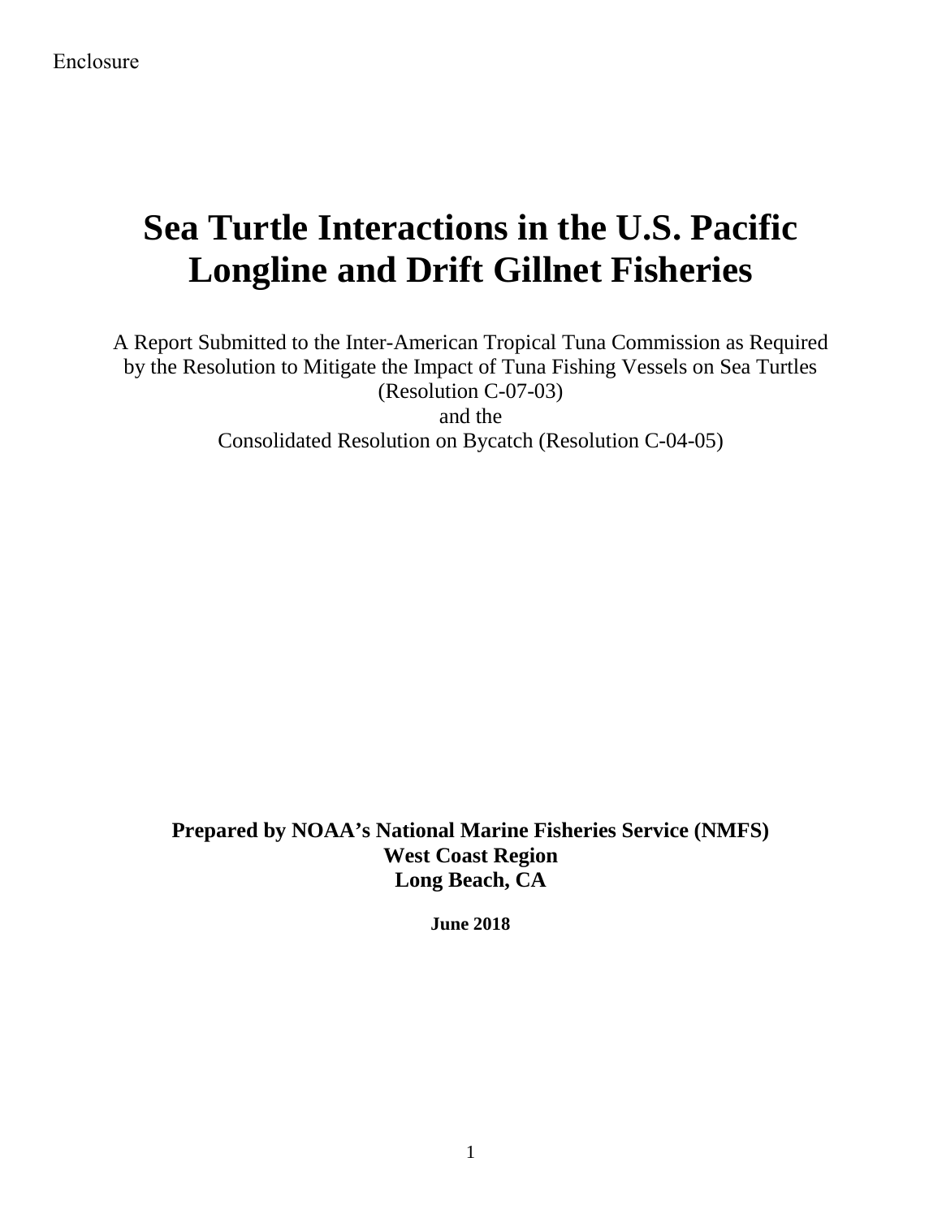Enclosure

# Sea Turtle Interactions in the U.S. Pacific Longline and Drift Gillnet Fisheries

A Report Submitted to the Inter-American Tropical Tuna Commission as Required by the Resolution to Mitigate the Impact of Tuna Fishing Vessels on Sea Turtles (Resolution C-07-03)

and the

Consolidated Resolution on Bycatch (Resolution C-04-05)

**Prepared by NOAA's National Marine Fisheries Service (NMFS)**
**West Coast Region**
**Long Beach, CA**

**June 2018**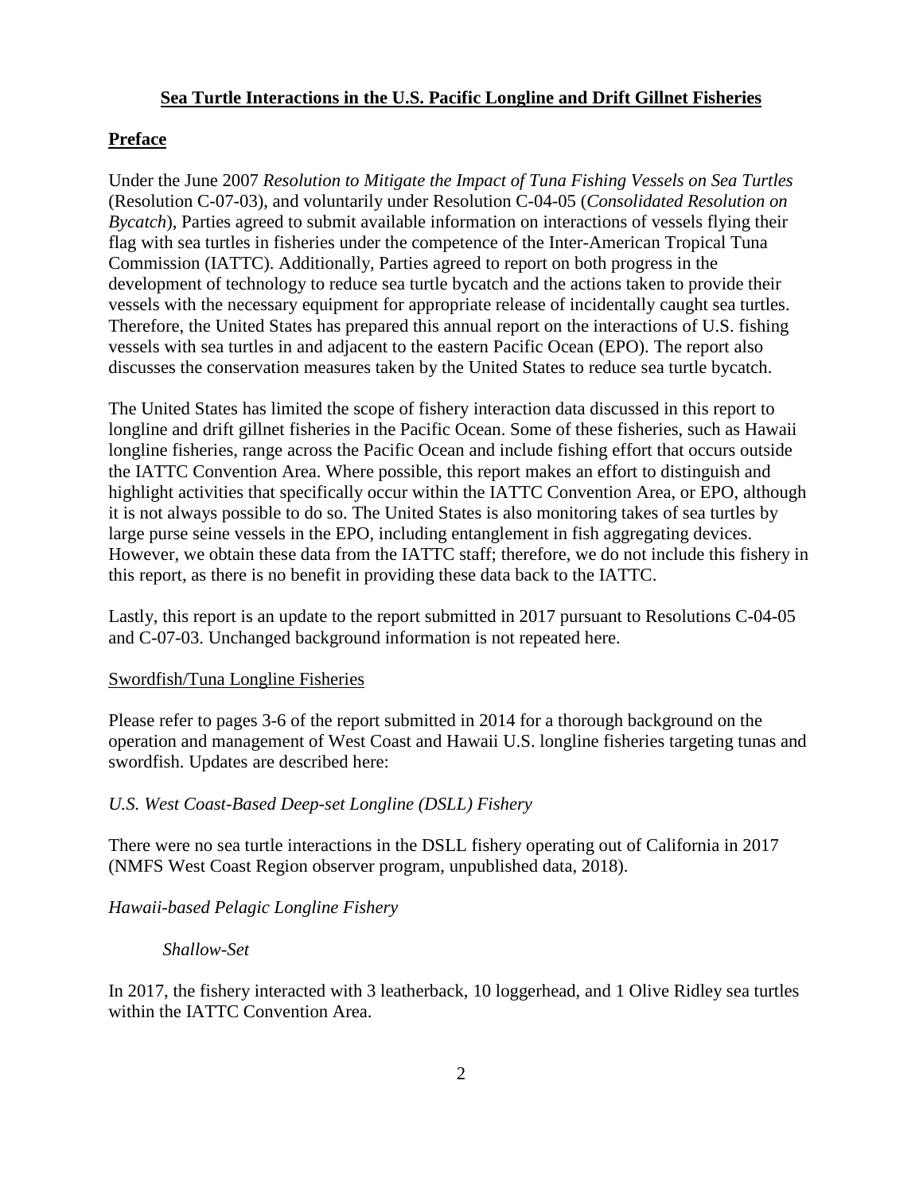## Sea Turtle Interactions in the U.S. Pacific Longline and Drift Gillnet Fisheries

## Preface

Under the June 2007 *Resolution to Mitigate the Impact of Tuna Fishing Vessels on Sea Turtles* (Resolution C-07-03), and voluntarily under Resolution C-04-05 (*Consolidated Resolution on Bycatch*), Parties agreed to submit available information on interactions of vessels flying their flag with sea turtles in fisheries under the competence of the Inter-American Tropical Tuna Commission (IATTC). Additionally, Parties agreed to report on both progress in the development of technology to reduce sea turtle bycatch and the actions taken to provide their vessels with the necessary equipment for appropriate release of incidentally caught sea turtles. Therefore, the United States has prepared this annual report on the interactions of U.S. fishing vessels with sea turtles in and adjacent to the eastern Pacific Ocean (EPO). The report also discusses the conservation measures taken by the United States to reduce sea turtle bycatch.

The United States has limited the scope of fishery interaction data discussed in this report to longline and drift gillnet fisheries in the Pacific Ocean. Some of these fisheries, such as Hawaii longline fisheries, range across the Pacific Ocean and include fishing effort that occurs outside the IATTC Convention Area. Where possible, this report makes an effort to distinguish and highlight activities that specifically occur within the IATTC Convention Area, or EPO, although it is not always possible to do so. The United States is also monitoring takes of sea turtles by large purse seine vessels in the EPO, including entanglement in fish aggregating devices. However, we obtain these data from the IATTC staff; therefore, we do not include this fishery in this report, as there is no benefit in providing these data back to the IATTC.

Lastly, this report is an update to the report submitted in 2017 pursuant to Resolutions C-04-05 and C-07-03. Unchanged background information is not repeated here.

### Swordfish/Tuna Longline Fisheries

Please refer to pages 3-6 of the report submitted in 2014 for a thorough background on the operation and management of West Coast and Hawaii U.S. longline fisheries targeting tunas and swordfish. Updates are described here:

#### *U.S. West Coast-Based Deep-set Longline (DSLL) Fishery*

There were no sea turtle interactions in the DSLL fishery operating out of California in 2017 (NMFS West Coast Region observer program, unpublished data, 2018).

#### *Hawaii-based Pelagic Longline Fishery*

##### *Shallow-Set*

In 2017, the fishery interacted with 3 leatherback, 10 loggerhead, and 1 Olive Ridley sea turtles within the IATTC Convention Area.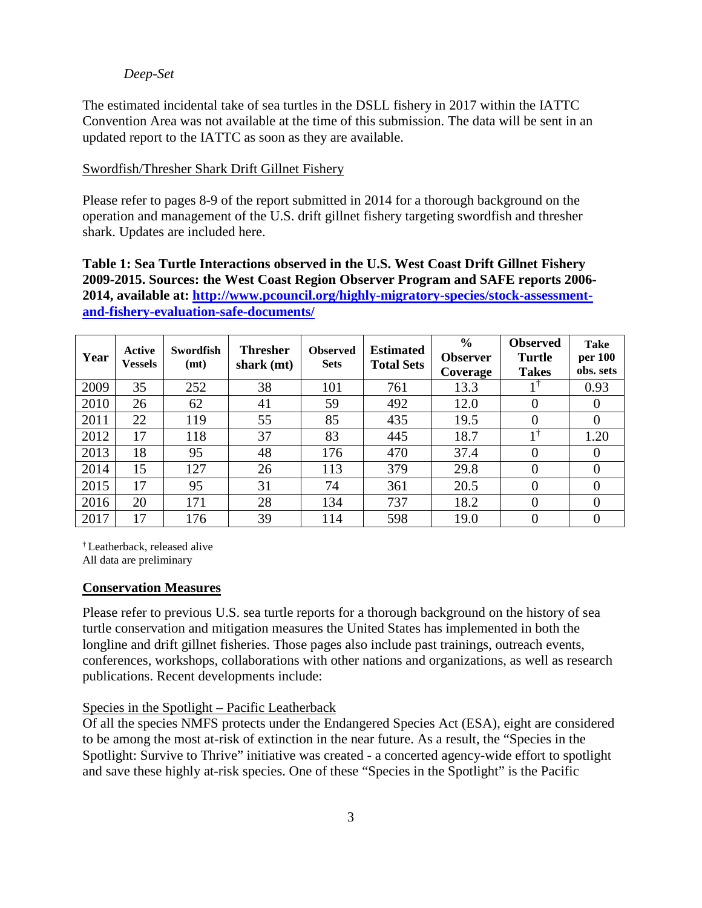*Deep-Set*

The estimated incidental take of sea turtles in the DSLL fishery in 2017 within the IATTC Convention Area was not available at the time of this submission. The data will be sent in an updated report to the IATTC as soon as they are available.

Swordfish/Thresher Shark Drift Gillnet Fishery

Please refer to pages 8-9 of the report submitted in 2014 for a thorough background on the operation and management of the U.S. drift gillnet fishery targeting swordfish and thresher shark. Updates are included here.

**Table 1: Sea Turtle Interactions observed in the U.S. West Coast Drift Gillnet Fishery 2009-2015. Sources: the West Coast Region Observer Program and SAFE reports 2006-2014, available at: [http://www.pcouncil.org/highly-migratory-species/stock-assessment-and-fishery-evaluation-safe-documents/](http://www.pcouncil.org/highly-migratory-species/stock-assessment-and-fishery-evaluation-safe-documents/)**

| Year | Active Vessels | Swordfish (mt) | Thresher shark (mt) | Observed Sets | Estimated Total Sets | % Observer Coverage | Observed Turtle Takes | Take per 100 obs. sets |
|---|---|---|---|---|---|---|---|---|
| 2009 | 35 | 252 | 38 | 101 | 761 | 13.3 | 1† | 0.93 |
| 2010 | 26 | 62 | 41 | 59 | 492 | 12.0 | 0 | 0 |
| 2011 | 22 | 119 | 55 | 85 | 435 | 19.5 | 0 | 0 |
| 2012 | 17 | 118 | 37 | 83 | 445 | 18.7 | 1† | 1.20 |
| 2013 | 18 | 95 | 48 | 176 | 470 | 37.4 | 0 | 0 |
| 2014 | 15 | 127 | 26 | 113 | 379 | 29.8 | 0 | 0 |
| 2015 | 17 | 95 | 31 | 74 | 361 | 20.5 | 0 | 0 |
| 2016 | 20 | 171 | 28 | 134 | 737 | 18.2 | 0 | 0 |
| 2017 | 17 | 176 | 39 | 114 | 598 | 19.0 | 0 | 0 |

† Leatherback, released alive
All data are preliminary

## Conservation Measures

Please refer to previous U.S. sea turtle reports for a thorough background on the history of sea turtle conservation and mitigation measures the United States has implemented in both the longline and drift gillnet fisheries. Those pages also include past trainings, outreach events, conferences, workshops, collaborations with other nations and organizations, as well as research publications. Recent developments include:

Species in the Spotlight – Pacific Leatherback

Of all the species NMFS protects under the Endangered Species Act (ESA), eight are considered to be among the most at-risk of extinction in the near future. As a result, the "Species in the Spotlight: Survive to Thrive" initiative was created - a concerted agency-wide effort to spotlight and save these highly at-risk species. One of these "Species in the Spotlight" is the Pacific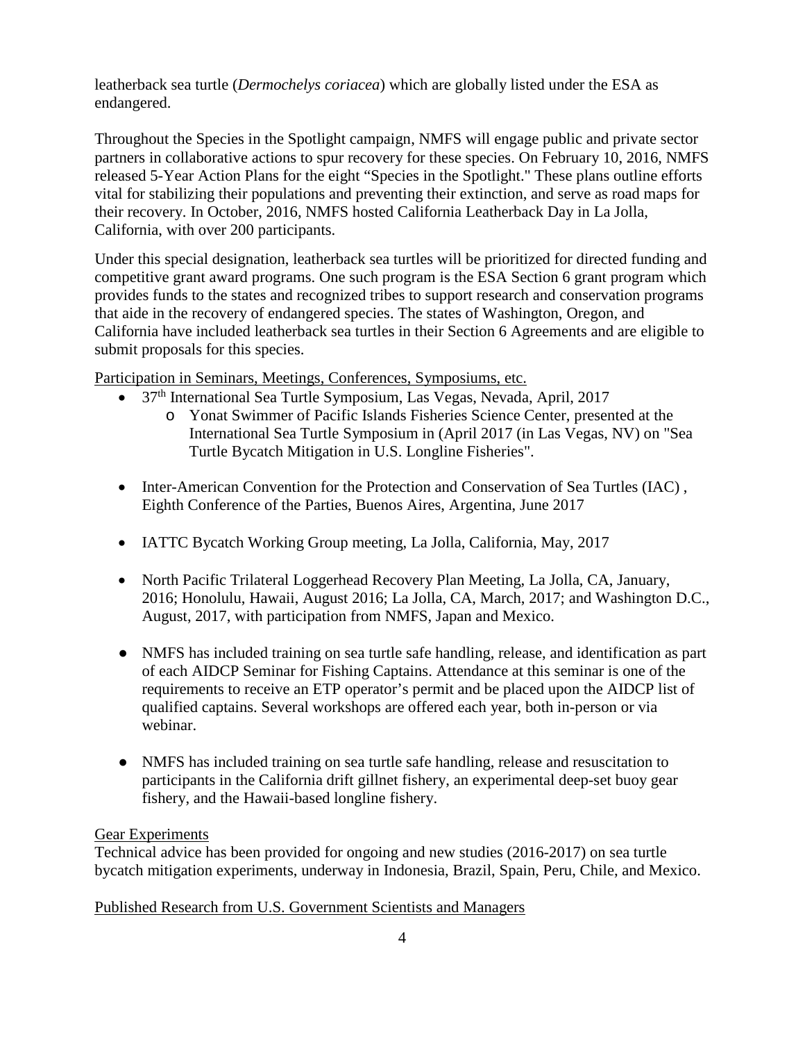leatherback sea turtle (*Dermochelys coriacea*) which are globally listed under the ESA as endangered.

Throughout the Species in the Spotlight campaign, NMFS will engage public and private sector partners in collaborative actions to spur recovery for these species. On February 10, 2016, NMFS released 5-Year Action Plans for the eight "Species in the Spotlight." These plans outline efforts vital for stabilizing their populations and preventing their extinction, and serve as road maps for their recovery. In October, 2016, NMFS hosted California Leatherback Day in La Jolla, California, with over 200 participants.

Under this special designation, leatherback sea turtles will be prioritized for directed funding and competitive grant award programs. One such program is the ESA Section 6 grant program which provides funds to the states and recognized tribes to support research and conservation programs that aide in the recovery of endangered species. The states of Washington, Oregon, and California have included leatherback sea turtles in their Section 6 Agreements and are eligible to submit proposals for this species.

<u>Participation in Seminars, Meetings, Conferences, Symposiums, etc.</u>

- 37th International Sea Turtle Symposium, Las Vegas, Nevada, April, 2017
  - Yonat Swimmer of Pacific Islands Fisheries Science Center, presented at the International Sea Turtle Symposium in (April 2017 (in Las Vegas, NV) on "Sea Turtle Bycatch Mitigation in U.S. Longline Fisheries".
- Inter-American Convention for the Protection and Conservation of Sea Turtles (IAC) , Eighth Conference of the Parties, Buenos Aires, Argentina, June 2017
- IATTC Bycatch Working Group meeting, La Jolla, California, May, 2017
- North Pacific Trilateral Loggerhead Recovery Plan Meeting, La Jolla, CA, January, 2016; Honolulu, Hawaii, August 2016; La Jolla, CA, March, 2017; and Washington D.C., August, 2017, with participation from NMFS, Japan and Mexico.
- NMFS has included training on sea turtle safe handling, release, and identification as part of each AIDCP Seminar for Fishing Captains. Attendance at this seminar is one of the requirements to receive an ETP operator's permit and be placed upon the AIDCP list of qualified captains. Several workshops are offered each year, both in-person or via webinar.
- NMFS has included training on sea turtle safe handling, release and resuscitation to participants in the California drift gillnet fishery, an experimental deep-set buoy gear fishery, and the Hawaii-based longline fishery.

<u>Gear Experiments</u>

Technical advice has been provided for ongoing and new studies (2016-2017) on sea turtle bycatch mitigation experiments, underway in Indonesia, Brazil, Spain, Peru, Chile, and Mexico.

<u>Published Research from U.S. Government Scientists and Managers</u>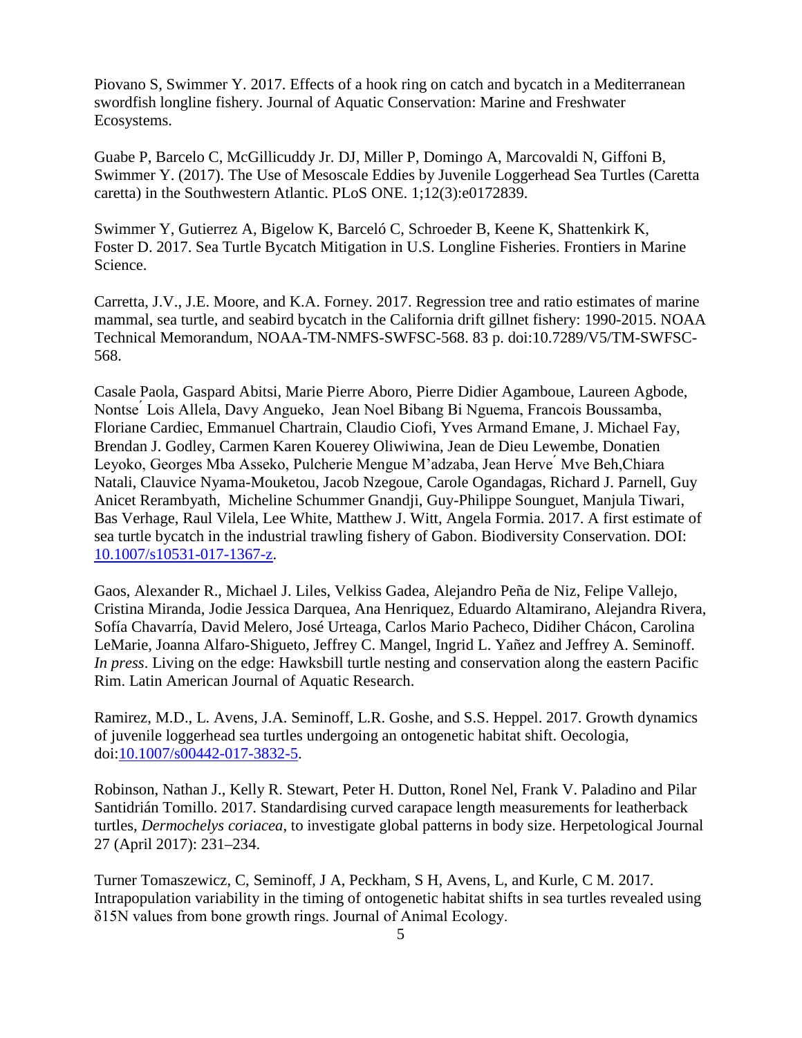Piovano S, Swimmer Y. 2017. Effects of a hook ring on catch and bycatch in a Mediterranean swordfish longline fishery. Journal of Aquatic Conservation: Marine and Freshwater Ecosystems.

Guabe P, Barcelo C, McGillicuddy Jr. DJ, Miller P, Domingo A, Marcovaldi N, Giffoni B, Swimmer Y. (2017). The Use of Mesoscale Eddies by Juvenile Loggerhead Sea Turtles (Caretta caretta) in the Southwestern Atlantic. PLoS ONE. 1;12(3):e0172839.

Swimmer Y, Gutierrez A, Bigelow K, Barceló C, Schroeder B, Keene K, Shattenkirk K, Foster D. 2017. Sea Turtle Bycatch Mitigation in U.S. Longline Fisheries. Frontiers in Marine Science.

Carretta, J.V., J.E. Moore, and K.A. Forney. 2017. Regression tree and ratio estimates of marine mammal, sea turtle, and seabird bycatch in the California drift gillnet fishery: 1990-2015. NOAA Technical Memorandum, NOAA-TM-NMFS-SWFSC-568. 83 p. doi:10.7289/V5/TM-SWFSC-568.

Casale Paola, Gaspard Abitsi, Marie Pierre Aboro, Pierre Didier Agamboue, Laureen Agbode, Nontse ́ Lois Allela, Davy Angueko, Jean Noel Bibang Bi Nguema, Francois Boussamba, Floriane Cardiec, Emmanuel Chartrain, Claudio Ciofi, Yves Armand Emane, J. Michael Fay, Brendan J. Godley, Carmen Karen Kouerey Oliwiwina, Jean de Dieu Lewembe, Donatien Leyoko, Georges Mba Asseko, Pulcherie Mengue M'adzaba, Jean Herve ́ Mve Beh,Chiara Natali, Clauvice Nyama-Mouketou, Jacob Nzegoue, Carole Ogandagas, Richard J. Parnell, Guy Anicet Rerambyath, Micheline Schummer Gnandji, Guy-Philippe Sounguet, Manjula Tiwari, Bas Verhage, Raul Vilela, Lee White, Matthew J. Witt, Angela Formia. 2017. A first estimate of sea turtle bycatch in the industrial trawling fishery of Gabon. Biodiversity Conservation. DOI: 10.1007/s10531-017-1367-z.

Gaos, Alexander R., Michael J. Liles, Velkiss Gadea, Alejandro Peña de Niz, Felipe Vallejo, Cristina Miranda, Jodie Jessica Darquea, Ana Henriquez, Eduardo Altamirano, Alejandra Rivera, Sofía Chavarría, David Melero, José Urteaga, Carlos Mario Pacheco, Didiher Chácon, Carolina LeMarie, Joanna Alfaro-Shigueto, Jeffrey C. Mangel, Ingrid L. Yañez and Jeffrey A. Seminoff. *In press*. Living on the edge: Hawksbill turtle nesting and conservation along the eastern Pacific Rim. Latin American Journal of Aquatic Research.

Ramirez, M.D., L. Avens, J.A. Seminoff, L.R. Goshe, and S.S. Heppel. 2017. Growth dynamics of juvenile loggerhead sea turtles undergoing an ontogenetic habitat shift. Oecologia, doi:10.1007/s00442-017-3832-5.

Robinson, Nathan J., Kelly R. Stewart, Peter H. Dutton, Ronel Nel, Frank V. Paladino and Pilar Santidrián Tomillo. 2017. Standardising curved carapace length measurements for leatherback turtles, *Dermochelys coriacea*, to investigate global patterns in body size. Herpetological Journal 27 (April 2017): 231–234.

Turner Tomaszewicz, C, Seminoff, J A, Peckham, S H, Avens, L, and Kurle, C M. 2017. Intrapopulation variability in the timing of ontogenetic habitat shifts in sea turtles revealed using $\delta^{15}N$ values from bone growth rings. Journal of Animal Ecology.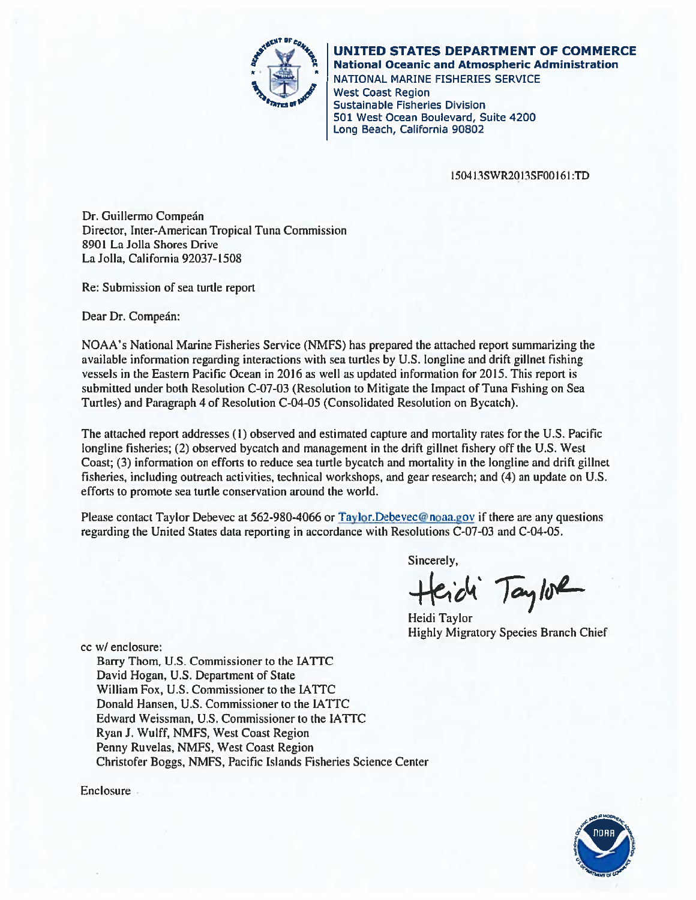**UNITED STATES DEPARTMENT OF COMMERCE**
**National Oceanic and Atmospheric Administration**
NATIONAL MARINE FISHERIES SERVICE
West Coast Region
Sustainable Fisheries Division
501 West Ocean Boulevard, Suite 4200
Long Beach, California 90802

150413SWR2013SF00161:TD

Dr. Guillermo Compeán
Director, Inter-American Tropical Tuna Commission
8901 La Jolla Shores Drive
La Jolla, California 92037-1508

Re: Submission of sea turtle report

Dear Dr. Compeán:

NOAA's National Marine Fisheries Service (NMFS) has prepared the attached report summarizing the available information regarding interactions with sea turtles by U.S. longline and drift gillnet fishing vessels in the Eastern Pacific Ocean in 2016 as well as updated information for 2015. This report is submitted under both Resolution C-07-03 (Resolution to Mitigate the Impact of Tuna Fishing on Sea Turtles) and Paragraph 4 of Resolution C-04-05 (Consolidated Resolution on Bycatch).

The attached report addresses (1) observed and estimated capture and mortality rates for the U.S. Pacific longline fisheries; (2) observed bycatch and management in the drift gillnet fishery off the U.S. West Coast; (3) information on efforts to reduce sea turtle bycatch and mortality in the longline and drift gillnet fisheries, including outreach activities, technical workshops, and gear research; and (4) an update on U.S. efforts to promote sea turtle conservation around the world.

Please contact Taylor Debevec at 562-980-4066 or Taylor.Debevec@noaa.gov if there are any questions regarding the United States data reporting in accordance with Resolutions C-07-03 and C-04-05.

Sincerely,

Heidi Taylor

Heidi Taylor
Highly Migratory Species Branch Chief

cc w/ enclosure:
- Barry Thom, U.S. Commissioner to the IATTC
- David Hogan, U.S. Department of State
- William Fox, U.S. Commissioner to the IATTC
- Donald Hansen, U.S. Commissioner to the IATTC
- Edward Weissman, U.S. Commissioner to the IATTC
- Ryan J. Wulff, NMFS, West Coast Region
- Penny Ruvelas, NMFS, West Coast Region
- Christofer Boggs, NMFS, Pacific Islands Fisheries Science Center

Enclosure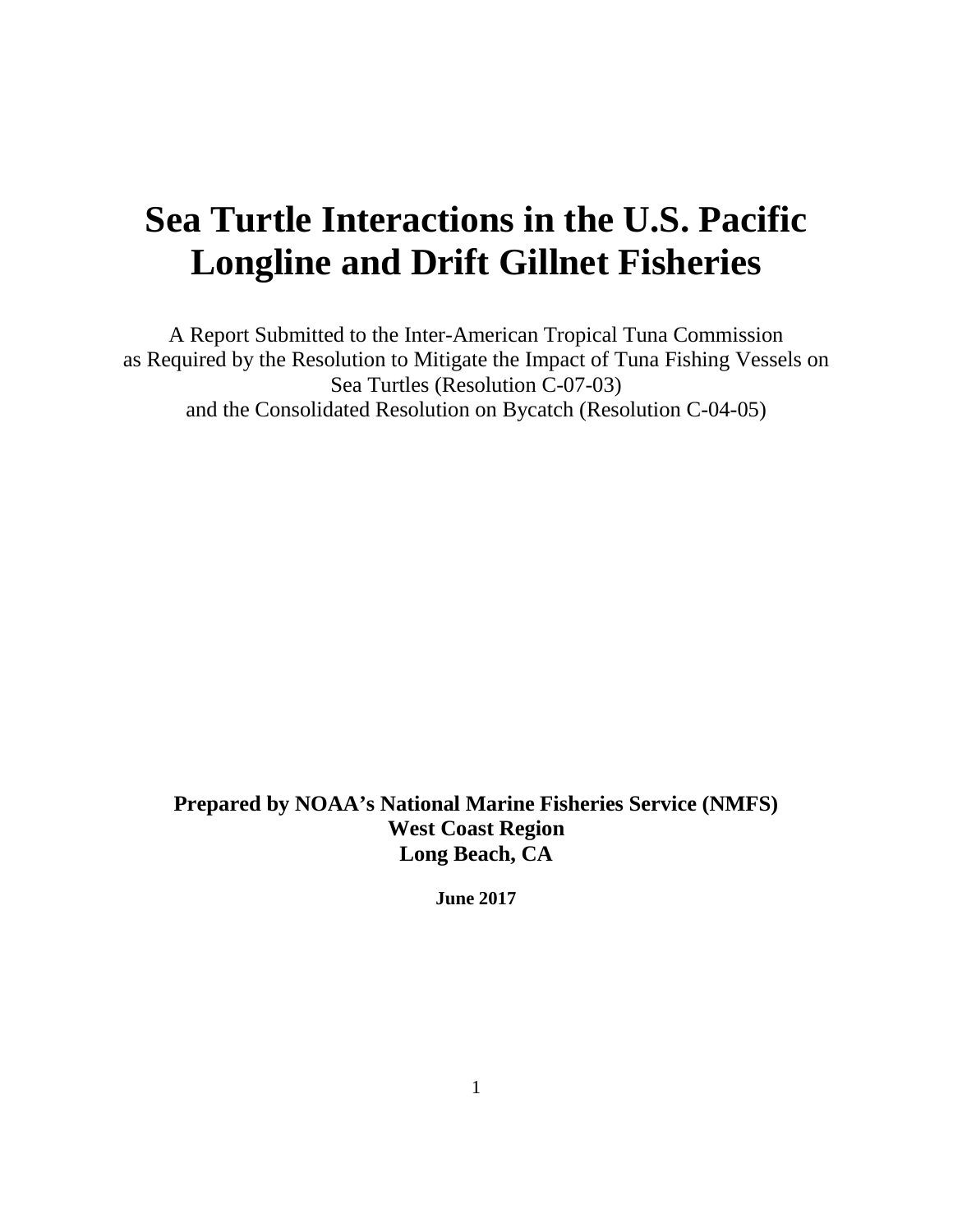# Sea Turtle Interactions in the U.S. Pacific Longline and Drift Gillnet Fisheries

A Report Submitted to the Inter-American Tropical Tuna Commission
as Required by the Resolution to Mitigate the Impact of Tuna Fishing Vessels on Sea Turtles (Resolution C-07-03)
and the Consolidated Resolution on Bycatch (Resolution C-04-05)

**Prepared by NOAA's National Marine Fisheries Service (NMFS)**
**West Coast Region**
**Long Beach, CA**

**June 2017**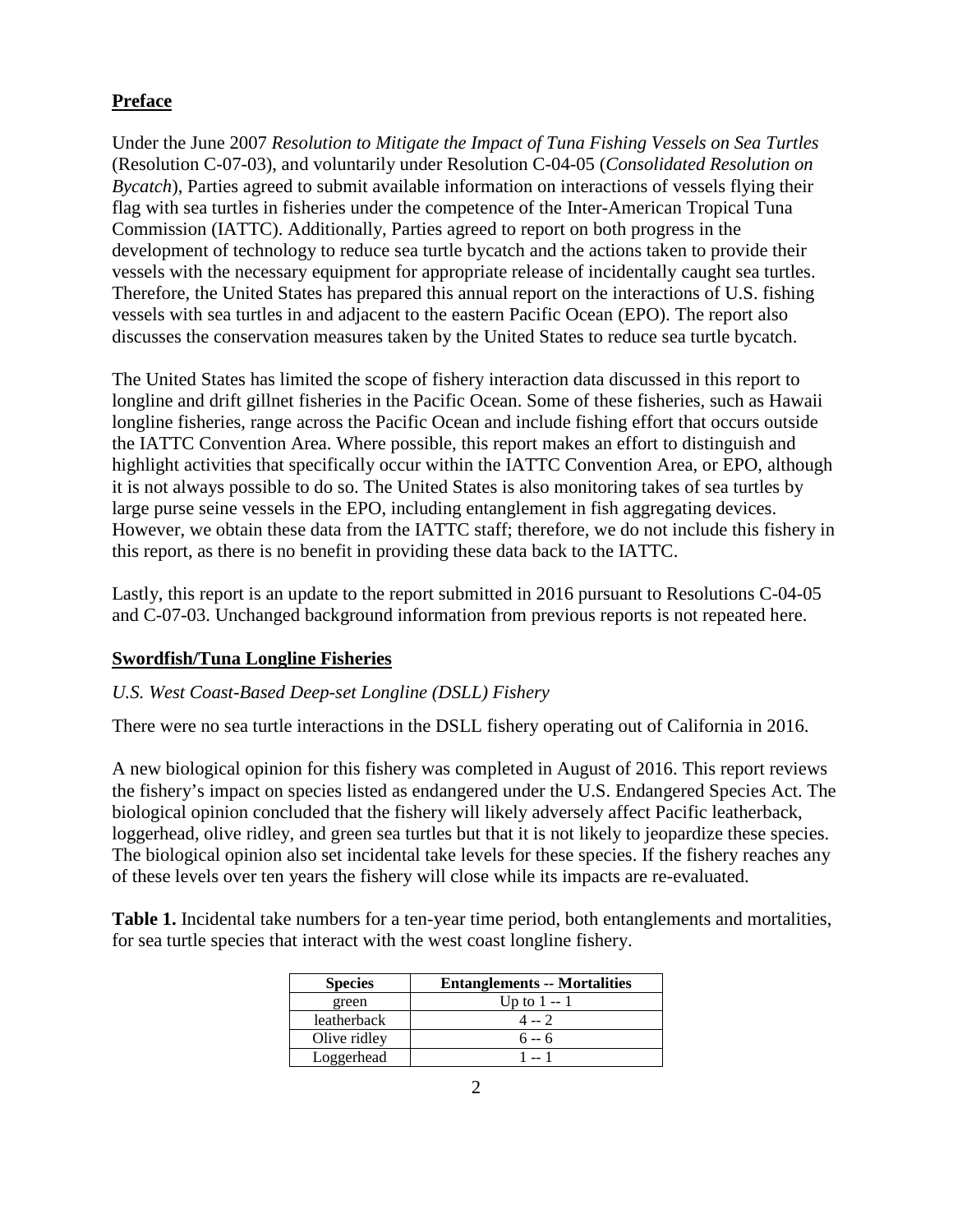## Preface

Under the June 2007 *Resolution to Mitigate the Impact of Tuna Fishing Vessels on Sea Turtles* (Resolution C-07-03), and voluntarily under Resolution C-04-05 (*Consolidated Resolution on Bycatch*), Parties agreed to submit available information on interactions of vessels flying their flag with sea turtles in fisheries under the competence of the Inter-American Tropical Tuna Commission (IATTC). Additionally, Parties agreed to report on both progress in the development of technology to reduce sea turtle bycatch and the actions taken to provide their vessels with the necessary equipment for appropriate release of incidentally caught sea turtles. Therefore, the United States has prepared this annual report on the interactions of U.S. fishing vessels with sea turtles in and adjacent to the eastern Pacific Ocean (EPO). The report also discusses the conservation measures taken by the United States to reduce sea turtle bycatch.

The United States has limited the scope of fishery interaction data discussed in this report to longline and drift gillnet fisheries in the Pacific Ocean. Some of these fisheries, such as Hawaii longline fisheries, range across the Pacific Ocean and include fishing effort that occurs outside the IATTC Convention Area. Where possible, this report makes an effort to distinguish and highlight activities that specifically occur within the IATTC Convention Area, or EPO, although it is not always possible to do so. The United States is also monitoring takes of sea turtles by large purse seine vessels in the EPO, including entanglement in fish aggregating devices. However, we obtain these data from the IATTC staff; therefore, we do not include this fishery in this report, as there is no benefit in providing these data back to the IATTC.

Lastly, this report is an update to the report submitted in 2016 pursuant to Resolutions C-04-05 and C-07-03. Unchanged background information from previous reports is not repeated here.

## Swordfish/Tuna Longline Fisheries

### *U.S. West Coast-Based Deep-set Longline (DSLL) Fishery*

There were no sea turtle interactions in the DSLL fishery operating out of California in 2016.

A new biological opinion for this fishery was completed in August of 2016. This report reviews the fishery's impact on species listed as endangered under the U.S. Endangered Species Act. The biological opinion concluded that the fishery will likely adversely affect Pacific leatherback, loggerhead, olive ridley, and green sea turtles but that it is not likely to jeopardize these species. The biological opinion also set incidental take levels for these species. If the fishery reaches any of these levels over ten years the fishery will close while its impacts are re-evaluated.

**Table 1.** Incidental take numbers for a ten-year time period, both entanglements and mortalities, for sea turtle species that interact with the west coast longline fishery.

| Species | Entanglements -- Mortalities |
|---|---|
| green | Up to 1 -- 1 |
| leatherback | 4 -- 2 |
| Olive ridley | 6 -- 6 |
| Loggerhead | 1 -- 1 |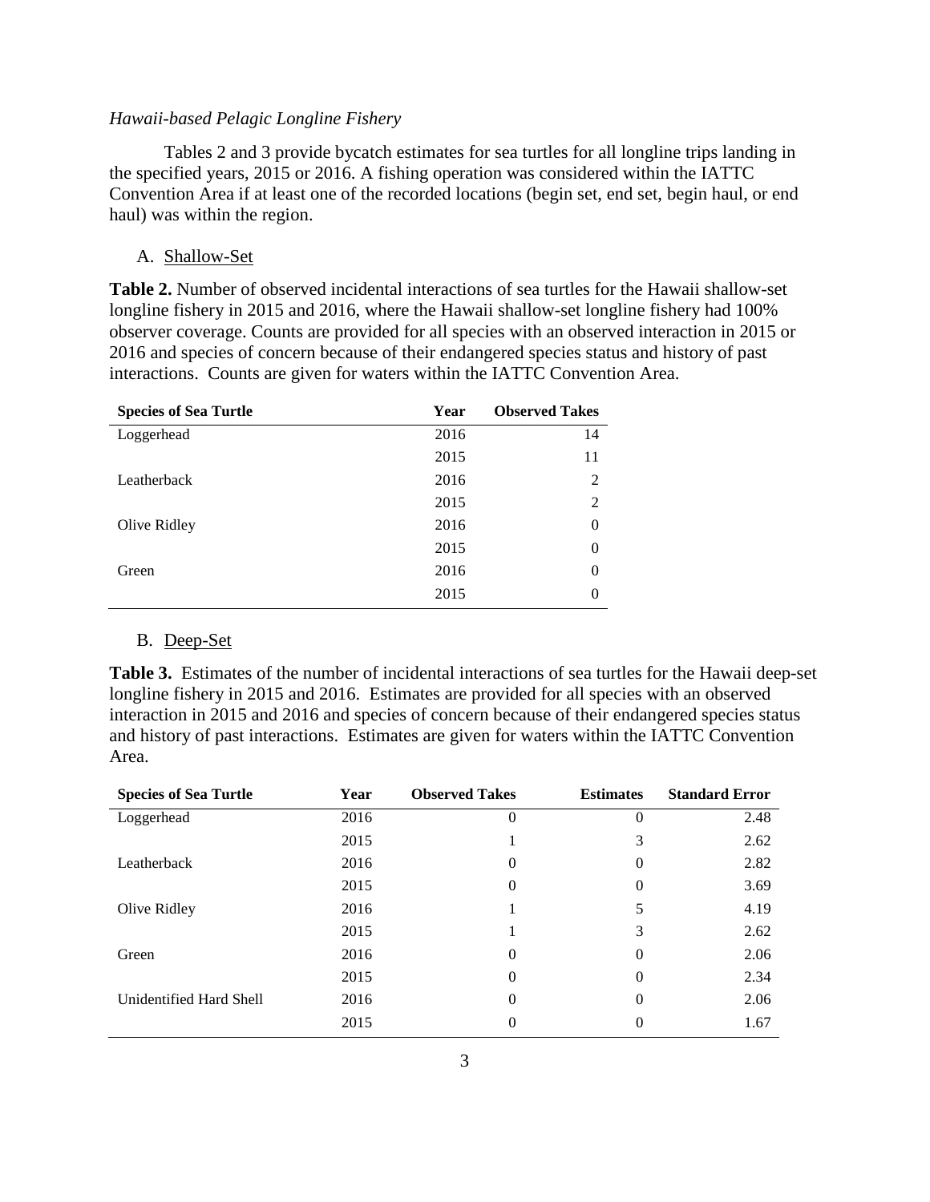*Hawaii-based Pelagic Longline Fishery*

Tables 2 and 3 provide bycatch estimates for sea turtles for all longline trips landing in the specified years, 2015 or 2016. A fishing operation was considered within the IATTC Convention Area if at least one of the recorded locations (begin set, end set, begin haul, or end haul) was within the region.

A. Shallow-Set

**Table 2.** Number of observed incidental interactions of sea turtles for the Hawaii shallow-set longline fishery in 2015 and 2016, where the Hawaii shallow-set longline fishery had 100% observer coverage. Counts are provided for all species with an observed interaction in 2015 or 2016 and species of concern because of their endangered species status and history of past interactions. Counts are given for waters within the IATTC Convention Area.

| Species of Sea Turtle | Year | Observed Takes |
|---|---|---|
| Loggerhead | 2016 | 14 |
| | 2015 | 11 |
| Leatherback | 2016 | 2 |
| | 2015 | 2 |
| Olive Ridley | 2016 | 0 |
| | 2015 | 0 |
| Green | 2016 | 0 |
| | 2015 | 0 |

B. Deep-Set

**Table 3.** Estimates of the number of incidental interactions of sea turtles for the Hawaii deep-set longline fishery in 2015 and 2016. Estimates are provided for all species with an observed interaction in 2015 and 2016 and species of concern because of their endangered species status and history of past interactions. Estimates are given for waters within the IATTC Convention Area.

| Species of Sea Turtle | Year | Observed Takes | Estimates | Standard Error |
|---|---|---|---|---|
| Loggerhead | 2016 | 0 | 0 | 2.48 |
| | 2015 | 1 | 3 | 2.62 |
| Leatherback | 2016 | 0 | 0 | 2.82 |
| | 2015 | 0 | 0 | 3.69 |
| Olive Ridley | 2016 | 1 | 5 | 4.19 |
| | 2015 | 1 | 3 | 2.62 |
| Green | 2016 | 0 | 0 | 2.06 |
| | 2015 | 0 | 0 | 2.34 |
| Unidentified Hard Shell | 2016 | 0 | 0 | 2.06 |
| | 2015 | 0 | 0 | 1.67 |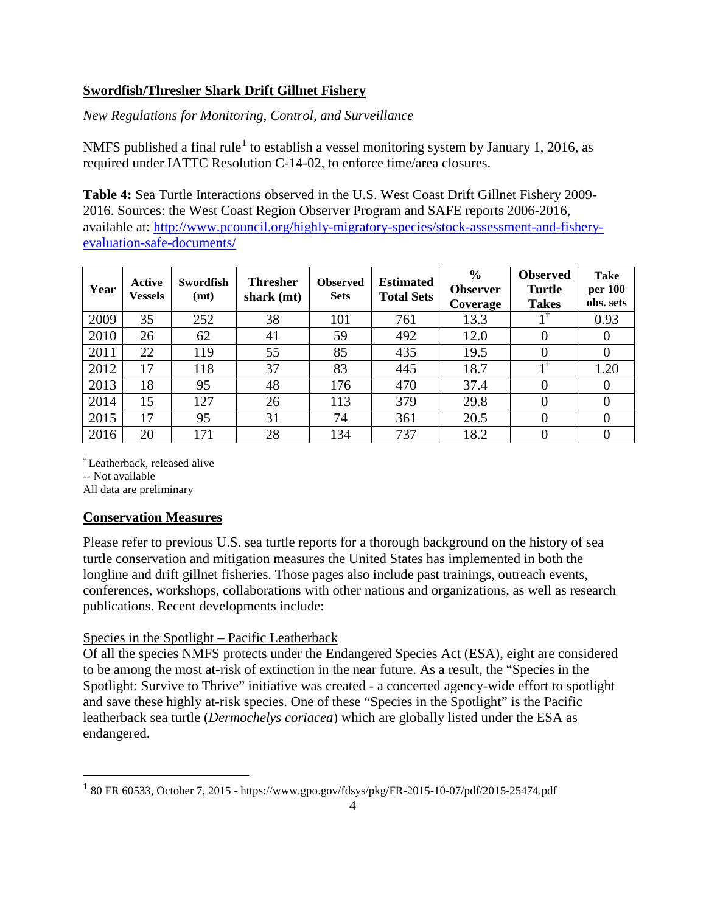## Swordfish/Thresher Shark Drift Gillnet Fishery

*New Regulations for Monitoring, Control, and Surveillance*

NMFS published a final rule[1] to establish a vessel monitoring system by January 1, 2016, as required under IATTC Resolution C-14-02, to enforce time/area closures.

**Table 4:** Sea Turtle Interactions observed in the U.S. West Coast Drift Gillnet Fishery 2009-2016. Sources: the West Coast Region Observer Program and SAFE reports 2006-2016, available at: http://www.pcouncil.org/highly-migratory-species/stock-assessment-and-fishery-evaluation-safe-documents/

| Year | Active Vessels | Swordfish (mt) | Thresher shark (mt) | Observed Sets | Estimated Total Sets | % Observer Coverage | Observed Turtle Takes | Take per 100 obs. sets |
|---|---|---|---|---|---|---|---|---|
| 2009 | 35 | 252 | 38 | 101 | 761 | 13.3 | 1† | 0.93 |
| 2010 | 26 | 62 | 41 | 59 | 492 | 12.0 | 0 | 0 |
| 2011 | 22 | 119 | 55 | 85 | 435 | 19.5 | 0 | 0 |
| 2012 | 17 | 118 | 37 | 83 | 445 | 18.7 | 1† | 1.20 |
| 2013 | 18 | 95 | 48 | 176 | 470 | 37.4 | 0 | 0 |
| 2014 | 15 | 127 | 26 | 113 | 379 | 29.8 | 0 | 0 |
| 2015 | 17 | 95 | 31 | 74 | 361 | 20.5 | 0 | 0 |
| 2016 | 20 | 171 | 28 | 134 | 737 | 18.2 | 0 | 0 |

† Leatherback, released alive
-- Not available
All data are preliminary

## Conservation Measures

Please refer to previous U.S. sea turtle reports for a thorough background on the history of sea turtle conservation and mitigation measures the United States has implemented in both the longline and drift gillnet fisheries. Those pages also include past trainings, outreach events, conferences, workshops, collaborations with other nations and organizations, as well as research publications. Recent developments include:

Species in the Spotlight – Pacific Leatherback

Of all the species NMFS protects under the Endangered Species Act (ESA), eight are considered to be among the most at-risk of extinction in the near future. As a result, the "Species in the Spotlight: Survive to Thrive" initiative was created - a concerted agency-wide effort to spotlight and save these highly at-risk species. One of these "Species in the Spotlight" is the Pacific leatherback sea turtle (*Dermochelys coriacea*) which are globally listed under the ESA as endangered.

[1] 80 FR 60533, October 7, 2015 - https://www.gpo.gov/fdsys/pkg/FR-2015-10-07/pdf/2015-25474.pdf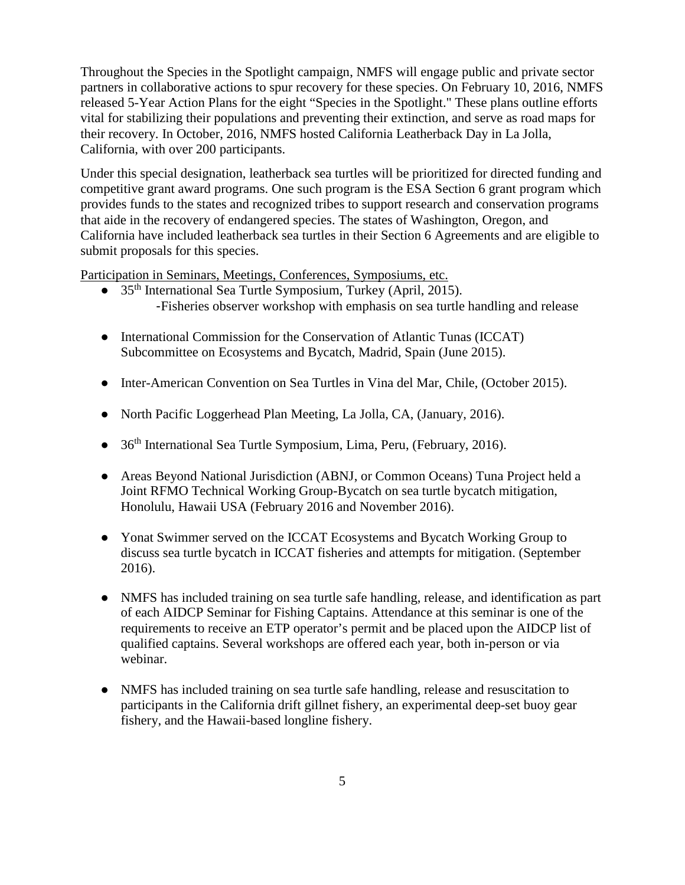Throughout the Species in the Spotlight campaign, NMFS will engage public and private sector partners in collaborative actions to spur recovery for these species. On February 10, 2016, NMFS released 5-Year Action Plans for the eight "Species in the Spotlight." These plans outline efforts vital for stabilizing their populations and preventing their extinction, and serve as road maps for their recovery. In October, 2016, NMFS hosted California Leatherback Day in La Jolla, California, with over 200 participants.

Under this special designation, leatherback sea turtles will be prioritized for directed funding and competitive grant award programs. One such program is the ESA Section 6 grant program which provides funds to the states and recognized tribes to support research and conservation programs that aide in the recovery of endangered species. The states of Washington, Oregon, and California have included leatherback sea turtles in their Section 6 Agreements and are eligible to submit proposals for this species.

Participation in Seminars, Meetings, Conferences, Symposiums, etc.

- 35th International Sea Turtle Symposium, Turkey (April, 2015).
  - Fisheries observer workshop with emphasis on sea turtle handling and release
- International Commission for the Conservation of Atlantic Tunas (ICCAT) Subcommittee on Ecosystems and Bycatch, Madrid, Spain (June 2015).
- Inter-American Convention on Sea Turtles in Vina del Mar, Chile, (October 2015).
- North Pacific Loggerhead Plan Meeting, La Jolla, CA, (January, 2016).
- 36th International Sea Turtle Symposium, Lima, Peru, (February, 2016).
- Areas Beyond National Jurisdiction (ABNJ, or Common Oceans) Tuna Project held a Joint RFMO Technical Working Group-Bycatch on sea turtle bycatch mitigation, Honolulu, Hawaii USA (February 2016 and November 2016).
- Yonat Swimmer served on the ICCAT Ecosystems and Bycatch Working Group to discuss sea turtle bycatch in ICCAT fisheries and attempts for mitigation. (September 2016).
- NMFS has included training on sea turtle safe handling, release, and identification as part of each AIDCP Seminar for Fishing Captains. Attendance at this seminar is one of the requirements to receive an ETP operator's permit and be placed upon the AIDCP list of qualified captains. Several workshops are offered each year, both in-person or via webinar.
- NMFS has included training on sea turtle safe handling, release and resuscitation to participants in the California drift gillnet fishery, an experimental deep-set buoy gear fishery, and the Hawaii-based longline fishery.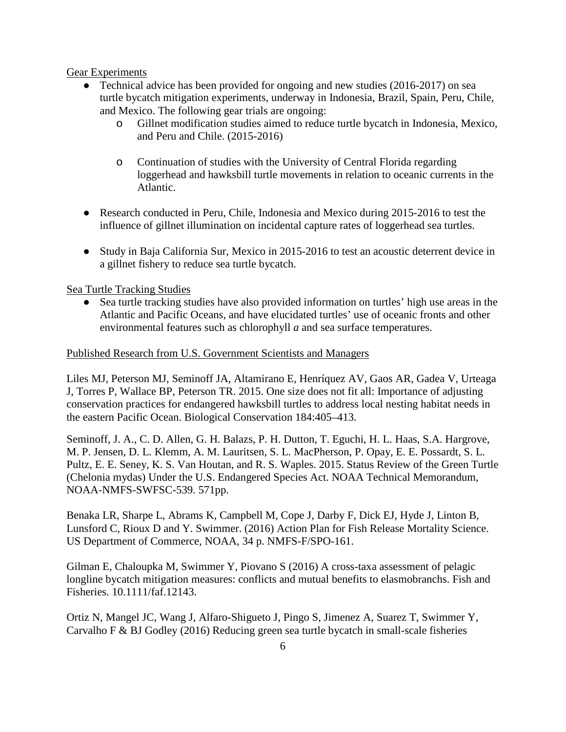Gear Experiments

- Technical advice has been provided for ongoing and new studies (2016-2017) on sea turtle bycatch mitigation experiments, underway in Indonesia, Brazil, Spain, Peru, Chile, and Mexico. The following gear trials are ongoing:
    - Gillnet modification studies aimed to reduce turtle bycatch in Indonesia, Mexico, and Peru and Chile. (2015-2016)
    - Continuation of studies with the University of Central Florida regarding loggerhead and hawksbill turtle movements in relation to oceanic currents in the Atlantic.
- Research conducted in Peru, Chile, Indonesia and Mexico during 2015-2016 to test the influence of gillnet illumination on incidental capture rates of loggerhead sea turtles.
- Study in Baja California Sur, Mexico in 2015-2016 to test an acoustic deterrent device in a gillnet fishery to reduce sea turtle bycatch.

Sea Turtle Tracking Studies

- Sea turtle tracking studies have also provided information on turtles' high use areas in the Atlantic and Pacific Oceans, and have elucidated turtles' use of oceanic fronts and other environmental features such as chlorophyll *a* and sea surface temperatures.

Published Research from U.S. Government Scientists and Managers

Liles MJ, Peterson MJ, Seminoff JA, Altamirano E, Henríquez AV, Gaos AR, Gadea V, Urteaga J, Torres P, Wallace BP, Peterson TR. 2015. One size does not fit all: Importance of adjusting conservation practices for endangered hawksbill turtles to address local nesting habitat needs in the eastern Pacific Ocean. Biological Conservation 184:405–413.

Seminoff, J. A., C. D. Allen, G. H. Balazs, P. H. Dutton, T. Eguchi, H. L. Haas, S.A. Hargrove, M. P. Jensen, D. L. Klemm, A. M. Lauritsen, S. L. MacPherson, P. Opay, E. E. Possardt, S. L. Pultz, E. E. Seney, K. S. Van Houtan, and R. S. Waples. 2015. Status Review of the Green Turtle (Chelonia mydas) Under the U.S. Endangered Species Act. NOAA Technical Memorandum, NOAA-NMFS-SWFSC-539. 571pp.

Benaka LR, Sharpe L, Abrams K, Campbell M, Cope J, Darby F, Dick EJ, Hyde J, Linton B, Lunsford C, Rioux D and Y. Swimmer. (2016) Action Plan for Fish Release Mortality Science. US Department of Commerce, NOAA, 34 p. NMFS-F/SPO-161.

Gilman E, Chaloupka M, Swimmer Y, Piovano S (2016) A cross-taxa assessment of pelagic longline bycatch mitigation measures: conflicts and mutual benefits to elasmobranchs. Fish and Fisheries. 10.1111/faf.12143.

Ortiz N, Mangel JC, Wang J, Alfaro-Shigueto J, Pingo S, Jimenez A, Suarez T, Swimmer Y, Carvalho F & BJ Godley (2016) Reducing green sea turtle bycatch in small-scale fisheries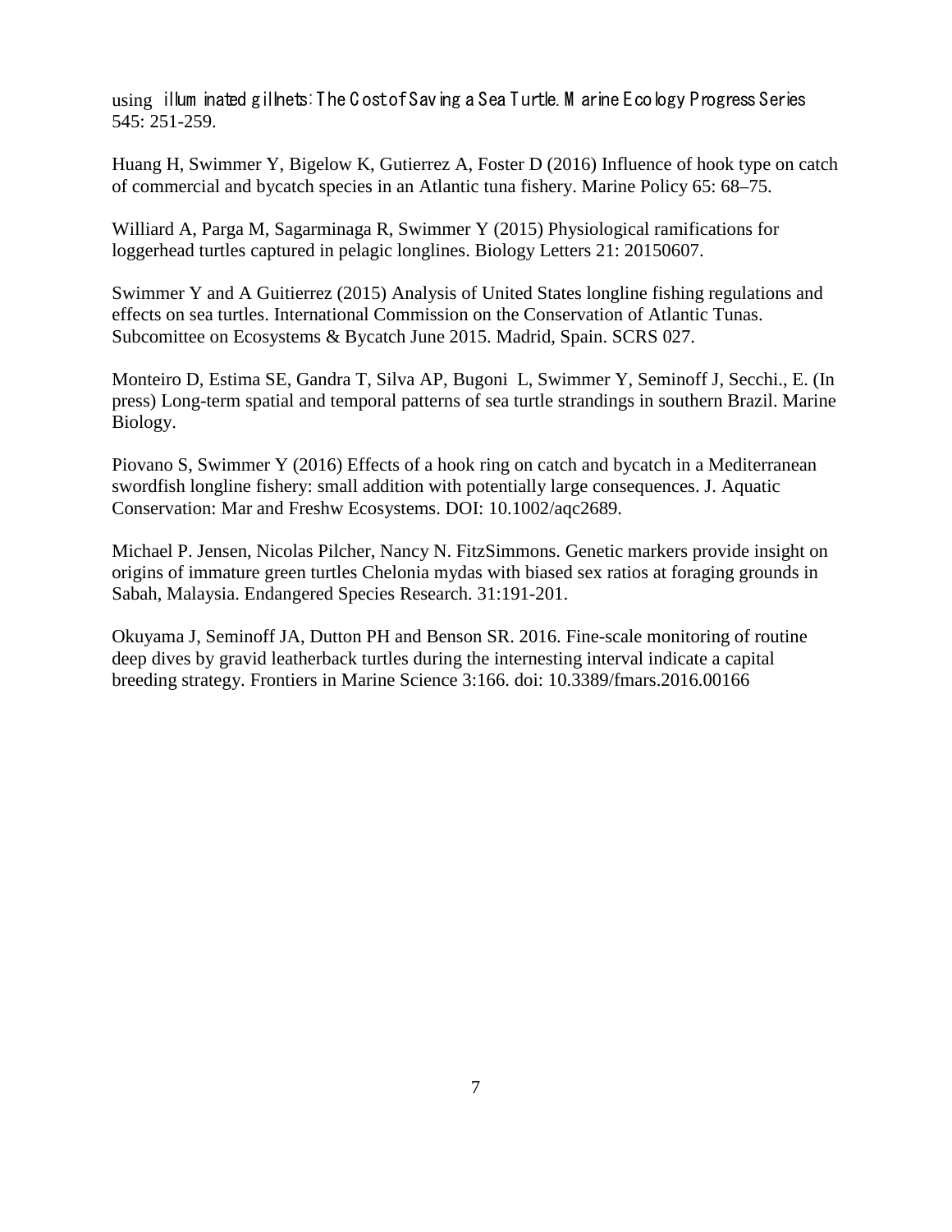using illuminated gillnets: The Cost of Saving a Sea Turtle. Marine Ecology Progress Series 545: 251-259.

Huang H, Swimmer Y, Bigelow K, Gutierrez A, Foster D (2016) Influence of hook type on catch of commercial and bycatch species in an Atlantic tuna fishery. Marine Policy 65: 68–75.

Williard A, Parga M, Sagarminaga R, Swimmer Y (2015) Physiological ramifications for loggerhead turtles captured in pelagic longlines. Biology Letters 21: 20150607.

Swimmer Y and A Guitierrez (2015) Analysis of United States longline fishing regulations and effects on sea turtles. International Commission on the Conservation of Atlantic Tunas. Subcomittee on Ecosystems & Bycatch June 2015. Madrid, Spain. SCRS 027.

Monteiro D, Estima SE, Gandra T, Silva AP, Bugoni L, Swimmer Y, Seminoff J, Secchi., E. (In press) Long-term spatial and temporal patterns of sea turtle strandings in southern Brazil. Marine Biology.

Piovano S, Swimmer Y (2016) Effects of a hook ring on catch and bycatch in a Mediterranean swordfish longline fishery: small addition with potentially large consequences. J. Aquatic Conservation: Mar and Freshw Ecosystems. DOI: 10.1002/aqc2689.

Michael P. Jensen, Nicolas Pilcher, Nancy N. FitzSimmons. Genetic markers provide insight on origins of immature green turtles Chelonia mydas with biased sex ratios at foraging grounds in Sabah, Malaysia. Endangered Species Research. 31:191-201.

Okuyama J, Seminoff JA, Dutton PH and Benson SR. 2016. Fine-scale monitoring of routine deep dives by gravid leatherback turtles during the internesting interval indicate a capital breeding strategy. Frontiers in Marine Science 3:166. doi: 10.3389/fmars.2016.00166